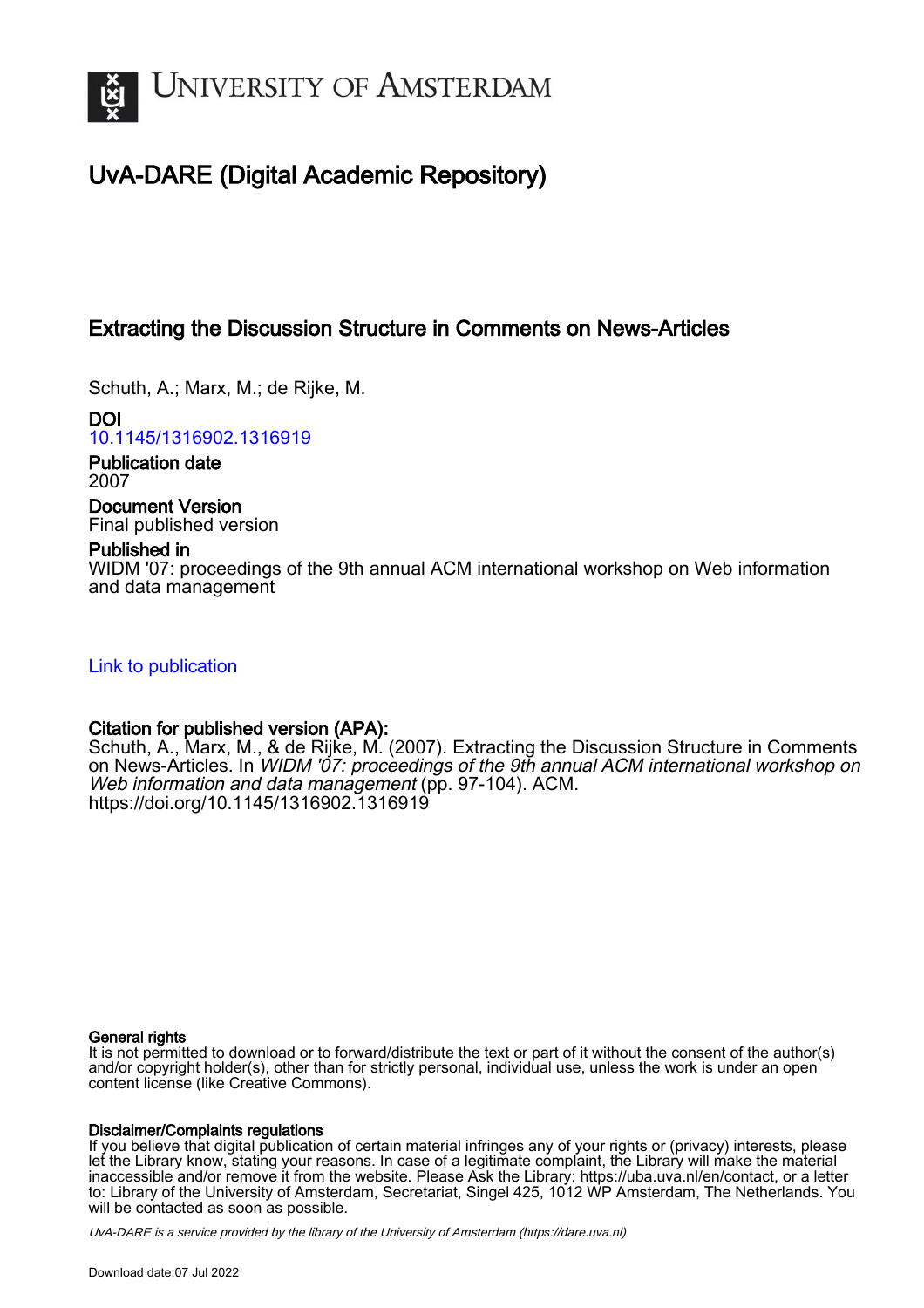# UvA-DARE (Digital Academic Repository)

## Extracting the Discussion Structure in Comments on News-Articles

Schuth, A.; Marx, M.; de Rijke, M.

**DOI**
10.1145/1316902.1316919

**Publication date**
2007

**Document Version**
Final published version

**Published in**
WIDM '07: proceedings of the 9th annual ACM international workshop on Web information and data management

Link to publication

**Citation for published version (APA):**
Schuth, A., Marx, M., & de Rijke, M. (2007). Extracting the Discussion Structure in Comments on News-Articles. In *WIDM '07: proceedings of the 9th annual ACM international workshop on Web information and data management* (pp. 97-104). ACM. https://doi.org/10.1145/1316902.1316919

**General rights**
It is not permitted to download or to forward/distribute the text or part of it without the consent of the author(s) and/or copyright holder(s), other than for strictly personal, individual use, unless the work is under an open content license (like Creative Commons).

**Disclaimer/Complaints regulations**
If you believe that digital publication of certain material infringes any of your rights or (privacy) interests, please let the Library know, stating your reasons. In case of a legitimate complaint, the Library will make the material inaccessible and/or remove it from the website. Please Ask the Library: https://uba.uva.nl/en/contact, or a letter to: Library of the University of Amsterdam, Secretariat, Singel 425, 1012 WP Amsterdam, The Netherlands. You will be contacted as soon as possible.

*UvA-DARE is a service provided by the library of the University of Amsterdam (https://dare.uva.nl)*

Download date:07 Jul 2022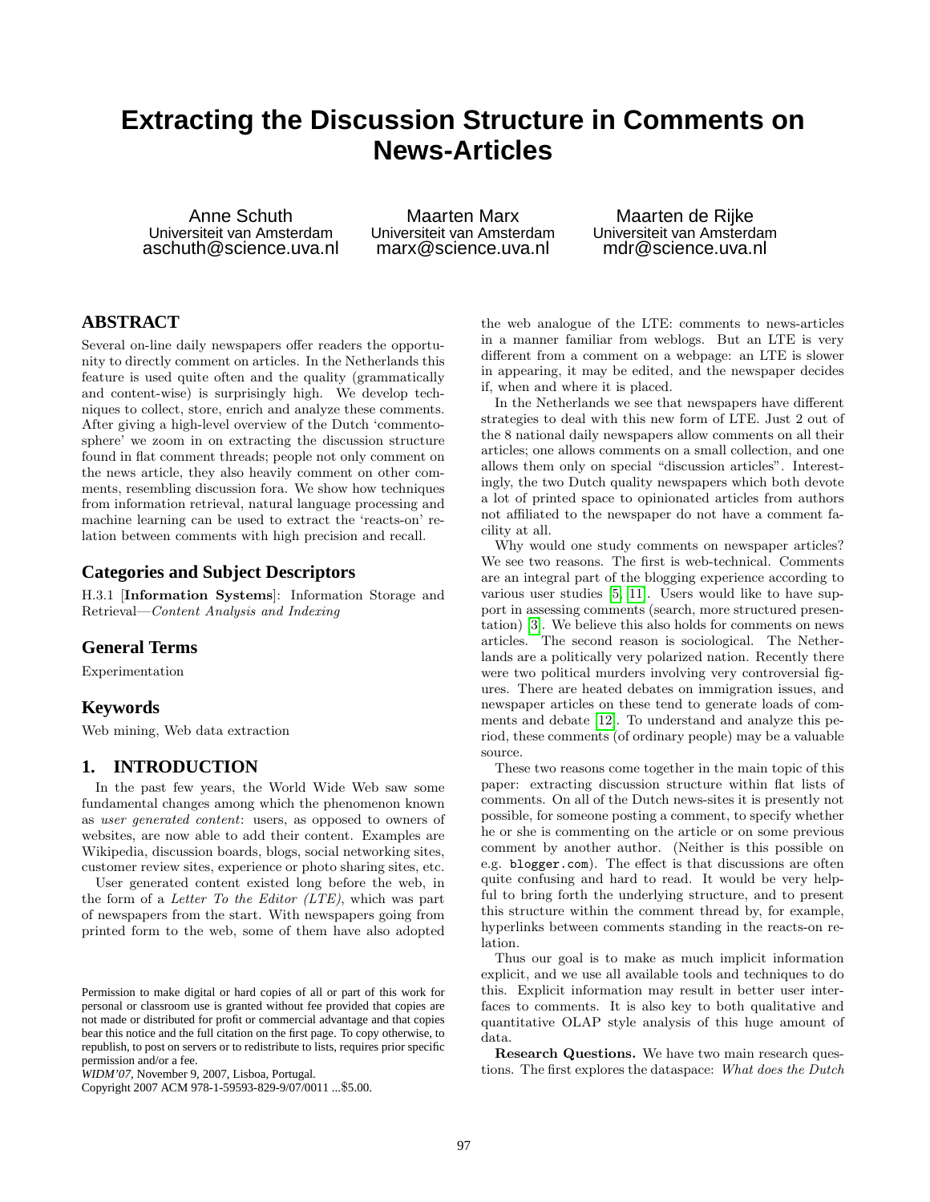# Extracting the Discussion Structure in Comments on News-Articles

Anne Schuth
Universiteit van Amsterdam
aschuth@science.uva.nl

Maarten Marx
Universiteit van Amsterdam
marx@science.uva.nl

Maarten de Rijke
Universiteit van Amsterdam
mdr@science.uva.nl

## ABSTRACT

Several on-line daily newspapers offer readers the opportunity to directly comment on articles. In the Netherlands this feature is used quite often and the quality (grammatically and content-wise) is surprisingly high. We develop techniques to collect, store, enrich and analyze these comments. After giving a high-level overview of the Dutch 'commentosphere' we zoom in on extracting the discussion structure found in flat comment threads; people not only comment on the news article, they also heavily comment on other comments, resembling discussion fora. We show how techniques from information retrieval, natural language processing and machine learning can be used to extract the 'reacts-on' relation between comments with high precision and recall.

## Categories and Subject Descriptors

H.3.1 [**Information Systems**]: Information Storage and Retrieval—*Content Analysis and Indexing*

## General Terms

Experimentation

## Keywords

Web mining, Web data extraction

## 1. INTRODUCTION

In the past few years, the World Wide Web saw some fundamental changes among which the phenomenon known as *user generated content*: users, as opposed to owners of websites, are now able to add their content. Examples are Wikipedia, discussion boards, blogs, social networking sites, customer review sites, experience or photo sharing sites, etc.

User generated content existed long before the web, in the form of a *Letter To the Editor (LTE)*, which was part of newspapers from the start. With newspapers going from printed form to the web, some of them have also adopted the web analogue of the LTE: comments to news-articles in a manner familiar from weblogs. But an LTE is very different from a comment on a webpage: an LTE is slower in appearing, it may be edited, and the newspaper decides if, when and where it is placed.

In the Netherlands we see that newspapers have different strategies to deal with this new form of LTE. Just 2 out of the 8 national daily newspapers allow comments on all their articles; one allows comments on a small collection, and one allows them only on special "discussion articles". Interestingly, the two Dutch quality newspapers which both devote a lot of printed space to opinionated articles from authors not affiliated to the newspaper do not have a comment facility at all.

Why would one study comments on newspaper articles? We see two reasons. The first is web-technical. Comments are an integral part of the blogging experience according to various user studies [5, 11]. Users would like to have support in assessing comments (search, more structured presentation) [3]. We believe this also holds for comments on news articles. The second reason is sociological. The Netherlands are a politically very polarized nation. Recently there were two political murders involving very controversial figures. There are heated debates on immigration issues, and newspaper articles on these tend to generate loads of comments and debate [12]. To understand and analyze this period, these comments (of ordinary people) may be a valuable source.

These two reasons come together in the main topic of this paper: extracting discussion structure within flat lists of comments. On all of the Dutch news-sites it is presently not possible, for someone posting a comment, to specify whether he or she is commenting on the article or on some previous comment by another author. (Neither is this possible on e.g. `blogger.com`). The effect is that discussions are often quite confusing and hard to read. It would be very helpful to bring forth the underlying structure, and to present this structure within the comment thread by, for example, hyperlinks between comments standing in the reacts-on relation.

Thus our goal is to make as much implicit information explicit, and we use all available tools and techniques to do this. Explicit information may result in better user interfaces to comments. It is also key to both qualitative and quantitative OLAP style analysis of this huge amount of data.

**Research Questions.** We have two main research questions. The first explores the dataspace: *What does the Dutch*

Permission to make digital or hard copies of all or part of this work for personal or classroom use is granted without fee provided that copies are not made or distributed for profit or commercial advantage and that copies bear this notice and the full citation on the first page. To copy otherwise, to republish, to post on servers or to redistribute to lists, requires prior specific permission and/or a fee.
*WIDM'07*, November 9, 2007, Lisboa, Portugal.
Copyright 2007 ACM 978-1-59593-829-9/07/0011 ...$5.00.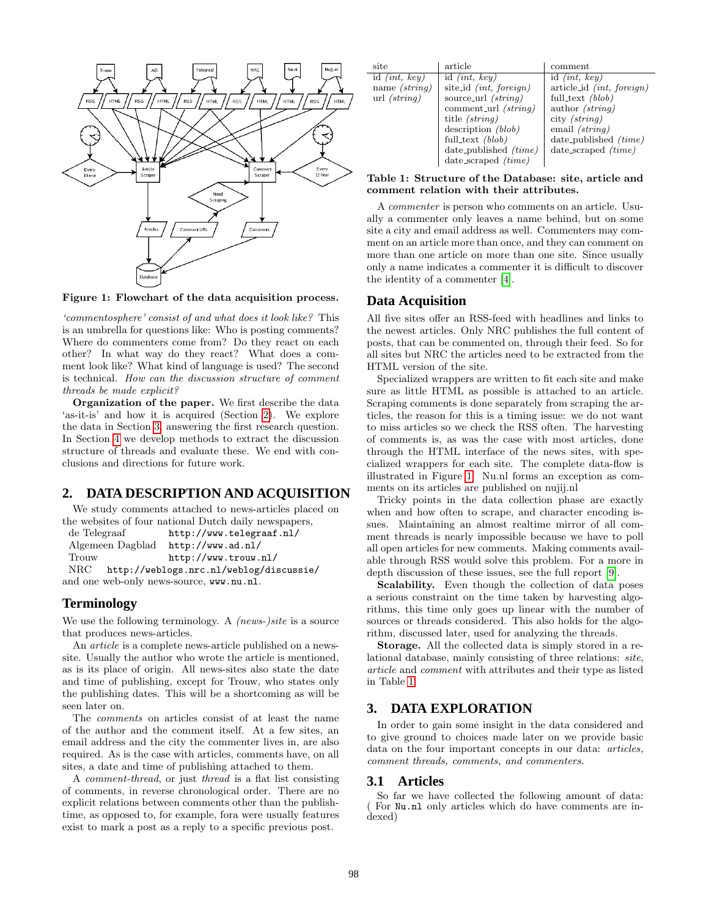Figure 1: Flowchart of the data acquisition process.

*'commentosphere' consist of and what does it look like?* This is an umbrella for questions like: Who is posting comments? Where do commenters come from? Do they react on each other? In what way do they react? What does a comment look like? What kind of language is used? The second is technical. *How can the discussion structure of comment threads be made explicit?*

**Organization of the paper.** We first describe the data 'as-it-is' and how it is acquired (Section 2). We explore the data in Section 3, answering the first research question. In Section 4 we develop methods to extract the discussion structure of threads and evaluate these. We end with conclusions and directions for future work.

## 2. DATA DESCRIPTION AND ACQUISITION

We study comments attached to news-articles placed on the websites of four national Dutch daily newspapers,

| | |
|---|---|
| de Telegraaf | `http://www.telegraaf.nl/` |
| Algemeen Dagblad | `http://www.ad.nl/` |
| Trouw | `http://www.trouw.nl/` |
| NRC | `http://weblogs.nrc.nl/weblog/discussie/` |

and one web-only news-source, `www.nu.nl`.

### Terminology

We use the following terminology. A *(news-)site* is a source that produces news-articles.

An *article* is a complete news-article published on a news-site. Usually the author who wrote the article is mentioned, as is its place of origin. All news-sites also state the date and time of publishing, except for Trouw, who states only the publishing dates. This will be a shortcoming as will be seen later on.

The *comments* on articles consist of at least the name of the author and the comment itself. At a few sites, an email address and the city the commenter lives in, are also required. As is the case with articles, comments have, on all sites, a date and time of publishing attached to them.

A *comment-thread*, or just *thread* is a flat list consisting of comments, in reverse chronological order. There are no explicit relations between comments other than the publish-time, as opposed to, for example, fora were usually features exist to mark a post as a reply to a specific previous post.

| site | article | comment |
|---|---|---|
| id *(int, key)* | id *(int, key)* | id *(int, key)* |
| name *(string)* | site_id *(int, foreign)* | article_id *(int, foreign)* |
| url *(string)* | source_url *(string)* | full_text *(blob)* |
| | comment_url *(string)* | author *(string)* |
| | title *(string)* | city *(string)* |
| | description *(blob)* | email *(string)* |
| | full_text *(blob)* | date_published *(time)* |
| | date_published *(time)* | date_scraped *(time)* |
| | date_scraped *(time)* | |

**Table 1: Structure of the Database: site, article and comment relation with their attributes.**

A *commenter* is person who comments on an article. Usually a commenter only leaves a name behind, but on some site a city and email address as well. Commenters may comment on an article more than once, and they can comment on more than one article on more than one site. Since usually only a name indicates a commenter it is difficult to discover the identity of a commenter [4].

### Data Acquisition

All five sites offer an RSS-feed with headlines and links to the newest articles. Only NRC publishes the full content of posts, that can be commented on, through their feed. So for all sites but NRC the articles need to be extracted from the HTML version of the site.

Specialized wrappers are written to fit each site and make sure as little HTML as possible is attached to an article. Scraping comments is done separately from scraping the articles, the reason for this is a timing issue: we do not want to miss articles so we check the RSS often. The harvesting of comments is, as was the case with most articles, done through the HTML interface of the news sites, with specialized wrappers for each site. The complete data-flow is illustrated in Figure 1. Nu.nl forms an exception as comments on its articles are published on nujij.nl

Tricky points in the data collection phase are exactly when and how often to scrape, and character encoding issues. Maintaining an almost realtime mirror of all comment threads is nearly impossible because we have to poll all open articles for new comments. Making comments available through RSS would solve this problem. For a more in depth discussion of these issues, see the full report [9].

**Scalability.** Even though the collection of data poses a serious constraint on the time taken by harvesting algorithms, this time only goes up linear with the number of sources or threads considered. This also holds for the algorithm, discussed later, used for analyzing the threads.

**Storage.** All the collected data is simply stored in a relational database, mainly consisting of three relations: *site*, *article* and *comment* with attributes and their type as listed in Table 1.

## 3. DATA EXPLORATION

In order to gain some insight in the data considered and to give ground to choices made later on we provide basic data on the four important concepts in our data: *articles, comment threads, comments, and commenters.*

### 3.1 Articles

So far we have collected the following amount of data: ( For `Nu.nl` only articles which do have comments are indexed)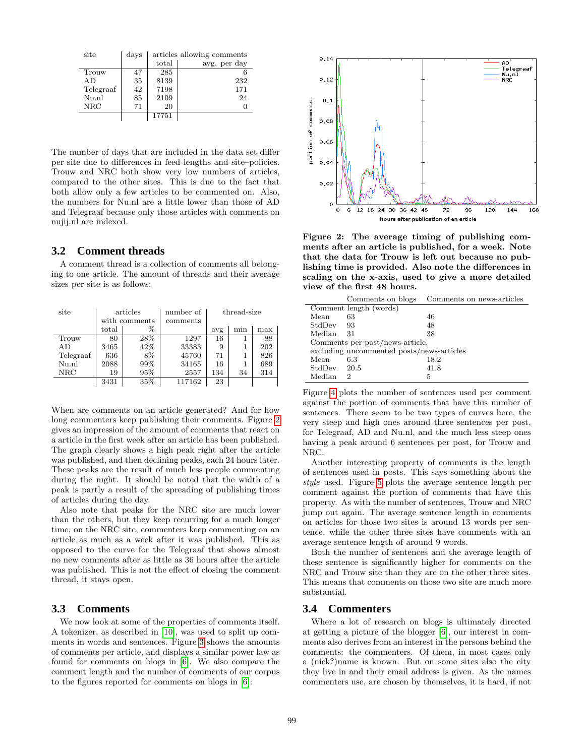| site | days | articles allowing comments | |
|---|---|---|---|
| | | total | avg. per day |
| Trouw | 47 | 285 | 6 |
| AD | 35 | 8139 | 232 |
| Telegraaf | 42 | 7198 | 171 |
| Nu.nl | 85 | 2109 | 24 |
| NRC | 71 | 20 | 0 |
| | | 17751 | |

The number of days that are included in the data set differ per site due to differences in feed lengths and site–policies. Trouw and NRC both show very low numbers of articles, compared to the other sites. This is due to the fact that both allow only a few articles to be commented on. Also, the numbers for Nu.nl are a little lower than those of AD and Telegraaf because only those articles with comments on nujij.nl are indexed.

## 3.2 Comment threads

A comment thread is a collection of comments all belonging to one article. The amount of threads and their average sizes per site is as follows:

| site | articles with comments | | number of comments | thread-size | | |
|---|---|---|---|---|---|---|
| | total | % | | avg | min | max |
| Trouw | 80 | 28% | 1297 | 16 | 1 | 88 |
| AD | 3465 | 42% | 33383 | 9 | 1 | 202 |
| Telegraaf | 636 | 8% | 45760 | 71 | 1 | 826 |
| Nu.nl | 2088 | 99% | 34165 | 16 | 1 | 689 |
| NRC | 19 | 95% | 2557 | 134 | 34 | 314 |
| | 3431 | 35% | 117162 | 23 | | |

When are comments on an article generated? And for how long commenters keep publishing their comments. Figure 2 gives an impression of the amount of comments that react on a article in the first week after an article has been published. The graph clearly shows a high peak right after the article was published, and then declining peaks, each 24 hours later. These peaks are the result of much less people commenting during the night. It should be noted that the width of a peak is partly a result of the spreading of publishing times of articles during the day.

Also note that peaks for the NRC site are much lower than the others, but they keep recurring for a much longer time; on the NRC site, commenters keep commenting on an article as much as a week after it was published. This as opposed to the curve for the Telegraaf that shows almost no new comments after as little as 36 hours after the article was published. This is not the effect of closing the comment thread, it stays open.

**Figure 2: The average timing of publishing comments after an article is published, for a week. Note that the data for Trouw is left out because no publishing time is provided. Also note the differences in scaling on the x-axis, used to give a more detailed view of the first 48 hours.**

## 3.3 Comments

We now look at some of the properties of comments itself. A tokenizer, as described in [10], was used to split up comments in words and sentences. Figure 3 shows the amounts of comments per article, and displays a similar power law as found for comments on blogs in [6]. We also compare the comment length and the number of comments of our corpus to the figures reported for comments on blogs in [6]:

| | Comments on blogs | Comments on news-articles |
|---|---|---|
| Comment length (words) | | |
| Mean | 63 | 46 |
| StdDev | 93 | 48 |
| Median | 31 | 38 |
| Comments per post/news-article, excluding uncommented posts/news-articles | | |
| Mean | 6.3 | 18.2 |
| StdDev | 20.5 | 41.8 |
| Median | 2 | 5 |

Figure 4 plots the number of sentences used per comment against the portion of comments that have this number of sentences. There seem to be two types of curves here, the very steep and high ones around three sentences per post, for Telegraaf, AD and Nu.nl, and the much less steep ones having a peak around 6 sentences per post, for Trouw and NRC.

Another interesting property of comments is the length of sentences used in posts. This says something about the *style* used. Figure 5 plots the average sentence length per comment against the portion of comments that have this property. As with the number of sentences, Trouw and NRC jump out again. The average sentence length in comments on articles for those two sites is around 13 words per sentence, while the other three sites have comments with an average sentence length of around 9 words.

Both the number of sentences and the average length of these sentence is significantly higher for comments on the NRC and Trouw site than they are on the other three sites. This means that comments on those two site are much more substantial.

## 3.4 Commenters

Where a lot of research on blogs is ultimately directed at getting a picture of the blogger [6], our interest in comments also derives from an interest in the persons behind the comments: the commenters. Of them, in most cases only a (nick?)name is known. But on some sites also the city they live in and their email address is given. As the names commenters use, are chosen by themselves, it is hard, if not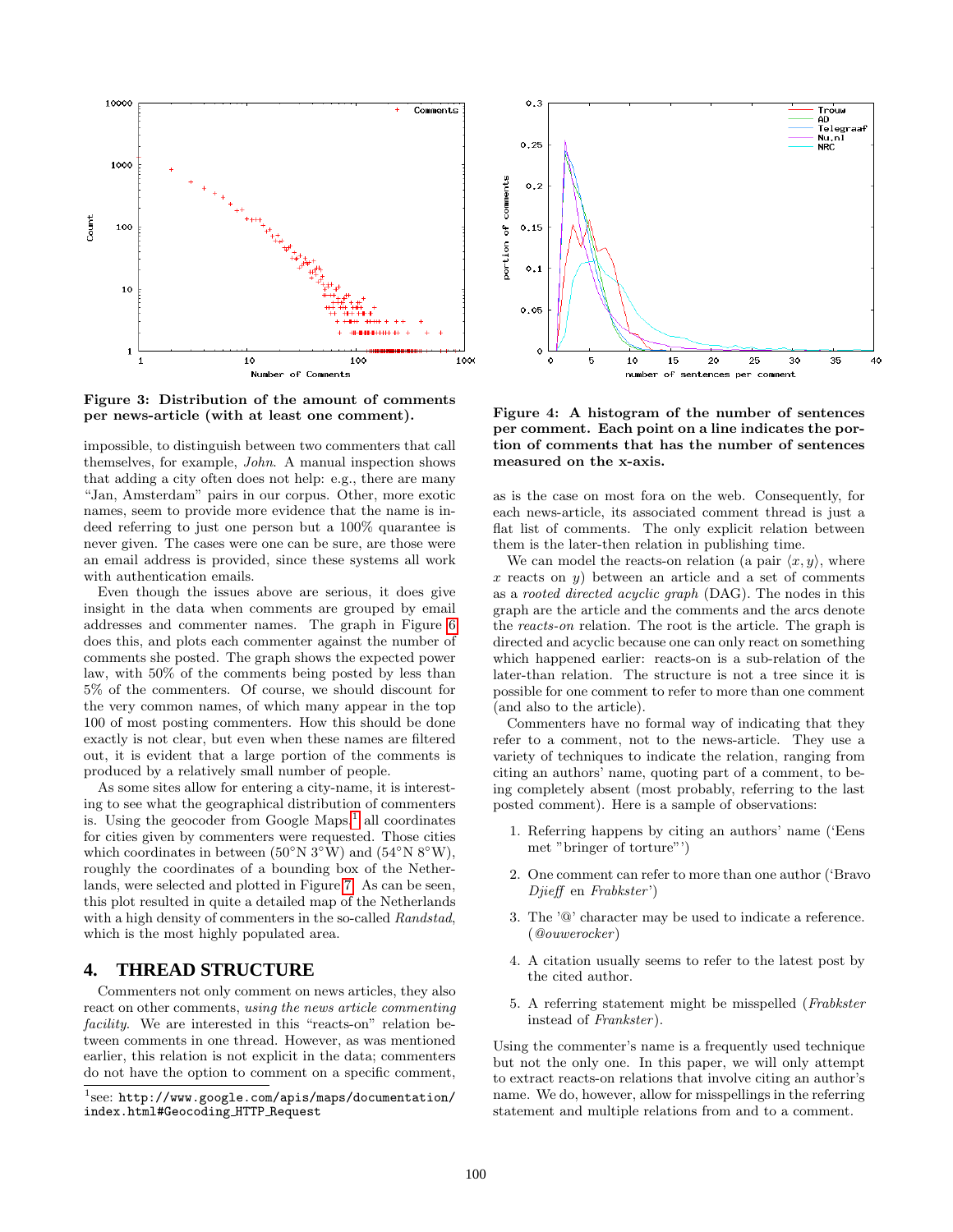Figure 3: Distribution of the amount of comments per news-article (with at least one comment).

Figure 4: A histogram of the number of sentences per comment. Each point on a line indicates the portion of comments that has the number of sentences measured on the x-axis.

impossible, to distinguish between two commenters that call themselves, for example, *John*. A manual inspection shows that adding a city often does not help: e.g., there are many "Jan, Amsterdam" pairs in our corpus. Other, more exotic names, seem to provide more evidence that the name is indeed referring to just one person but a 100% quarantee is never given. The cases were one can be sure, are those were an email address is provided, since these systems all work with authentication emails.

Even though the issues above are serious, it does give insight in the data when comments are grouped by email addresses and commenter names. The graph in Figure 6 does this, and plots each commenter against the number of comments she posted. The graph shows the expected power law, with 50% of the comments being posted by less than 5% of the commenters. Of course, we should discount for the very common names, of which many appear in the top 100 of most posting commenters. How this should be done exactly is not clear, but even when these names are filtered out, it is evident that a large portion of the comments is produced by a relatively small number of people.

As some sites allow for entering a city-name, it is interesting to see what the geographical distribution of commenters is. Using the geocoder from Google Maps[1] all coordinates for cities given by commenters were requested. Those cities which coordinates in between (50°N 3°W) and (54°N 8°W), roughly the coordinates of a bounding box of the Netherlands, were selected and plotted in Figure 7. As can be seen, this plot resulted in quite a detailed map of the Netherlands with a high density of commenters in the so-called *Randstad*, which is the most highly populated area.

# 4. THREAD STRUCTURE

Commenters not only comment on news articles, they also react on other comments, *using the news article commenting facility*. We are interested in this "reacts-on" relation between comments in one thread. However, as was mentioned earlier, this relation is not explicit in the data; commenters do not have the option to comment on a specific comment, as is the case on most fora on the web. Consequently, for each news-article, its associated comment thread is just a flat list of comments. The only explicit relation between them is the later-then relation in publishing time.

We can model the reacts-on relation (a pair $\langle x, y \rangle$, where $x$ reacts on $y$) between an article and a set of comments as a *rooted directed acyclic graph* (DAG). The nodes in this graph are the article and the comments and the arcs denote the *reacts-on* relation. The root is the article. The graph is directed and acyclic because one can only react on something which happened earlier: reacts-on is a sub-relation of the later-than relation. The structure is not a tree since it is possible for one comment to refer to more than one comment (and also to the article).

Commenters have no formal way of indicating that they refer to a comment, not to the news-article. They use a variety of techniques to indicate the relation, ranging from citing an authors' name, quoting part of a comment, to being completely absent (most probably, referring to the last posted comment). Here is a sample of observations:

1. Referring happens by citing an authors' name ('Eens met "bringer of torture"')
2. One comment can refer to more than one author ('Bravo *Djieff* en *Frabkster*')
3. The '@' character may be used to indicate a reference. (*@ouwerocker*)
4. A citation usually seems to refer to the latest post by the cited author.
5. A referring statement might be misspelled (*Frabkster* instead of *Frankster*).

Using the commenter's name is a frequently used technique but not the only one. In this paper, we will only attempt to extract reacts-on relations that involve citing an author's name. We do, however, allow for misspellings in the referring statement and multiple relations from and to a comment.

[1]see: http://www.google.com/apis/maps/documentation/index.html#Geocoding_HTTP_Request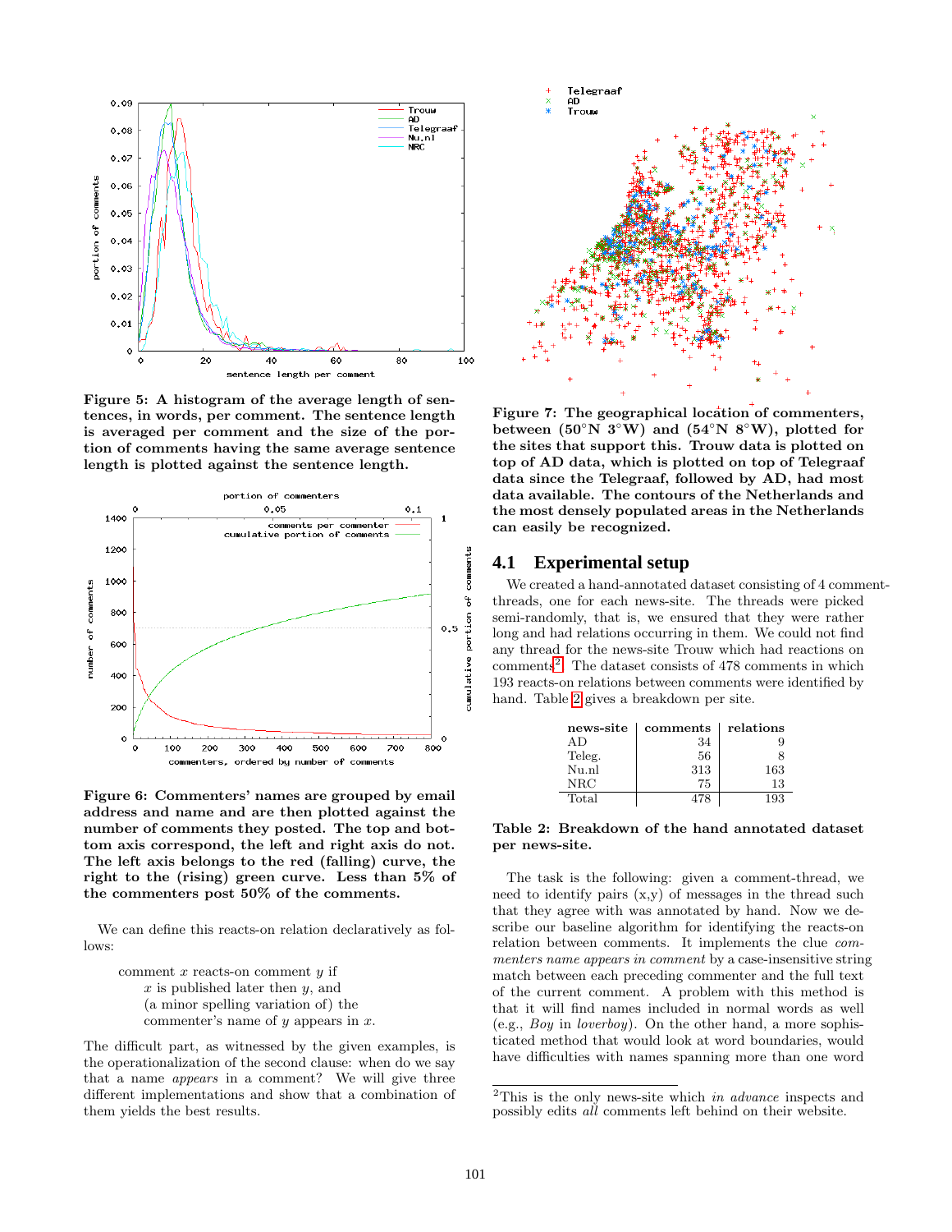**Figure 5: A histogram of the average length of sentences, in words, per comment. The sentence length is averaged per comment and the size of the portion of comments having the same average sentence length is plotted against the sentence length.**

**Figure 6: Commenters' names are grouped by email address and name and are then plotted against the number of comments they posted. The top and bottom axis correspond, the left and right axis do not. The left axis belongs to the red (falling) curve, the right to the (rising) green curve. Less than 5% of the commenters post 50% of the comments.**

We can define this reacts-on relation declaratively as follows:

> comment $x$ reacts-on comment $y$ if
> $x$ is published later then $y$, and
> (a minor spelling variation of) the commenter's name of $y$ appears in $x$.

The difficult part, as witnessed by the given examples, is the operationalization of the second clause: when do we say that a name *appears* in a comment? We will give three different implementations and show that a combination of them yields the best results.

**Figure 7: The geographical location of commenters, between (50°N 3°W) and (54°N 8°W), plotted for the sites that support this. Trouw data is plotted on top of AD data, which is plotted on top of Telegraaf data since the Telegraaf, followed by AD, had most data available. The contours of the Netherlands and the most densely populated areas in the Netherlands can easily be recognized.**

## 4.1 Experimental setup

We created a hand-annotated dataset consisting of 4 comment-threads, one for each news-site. The threads were picked semi-randomly, that is, we ensured that they were rather long and had relations occurring in them. We could not find any thread for the news-site Trouw which had reactions on comments[2]. The dataset consists of 478 comments in which 193 reacts-on relations between comments were identified by hand. Table 2 gives a breakdown per site.

| news-site | comments | relations |
|---|---|---|
| AD | 34 | 9 |
| Teleg. | 56 | 8 |
| Nu.nl | 313 | 163 |
| NRC | 75 | 13 |
| Total | 478 | 193 |

**Table 2: Breakdown of the hand annotated dataset per news-site.**

The task is the following: given a comment-thread, we need to identify pairs (x,y) of messages in the thread such that they agree with was annotated by hand. Now we describe our baseline algorithm for identifying the reacts-on relation between comments. It implements the clue *commenters name appears in comment* by a case-insensitive string match between each preceding commenter and the full text of the current comment. A problem with this method is that it will find names included in normal words as well (e.g., *Boy* in *loverboy*). On the other hand, a more sophisticated method that would look at word boundaries, would have difficulties with names spanning more than one word

[2]This is the only news-site which *in advance* inspects and possibly edits *all* comments left behind on their website.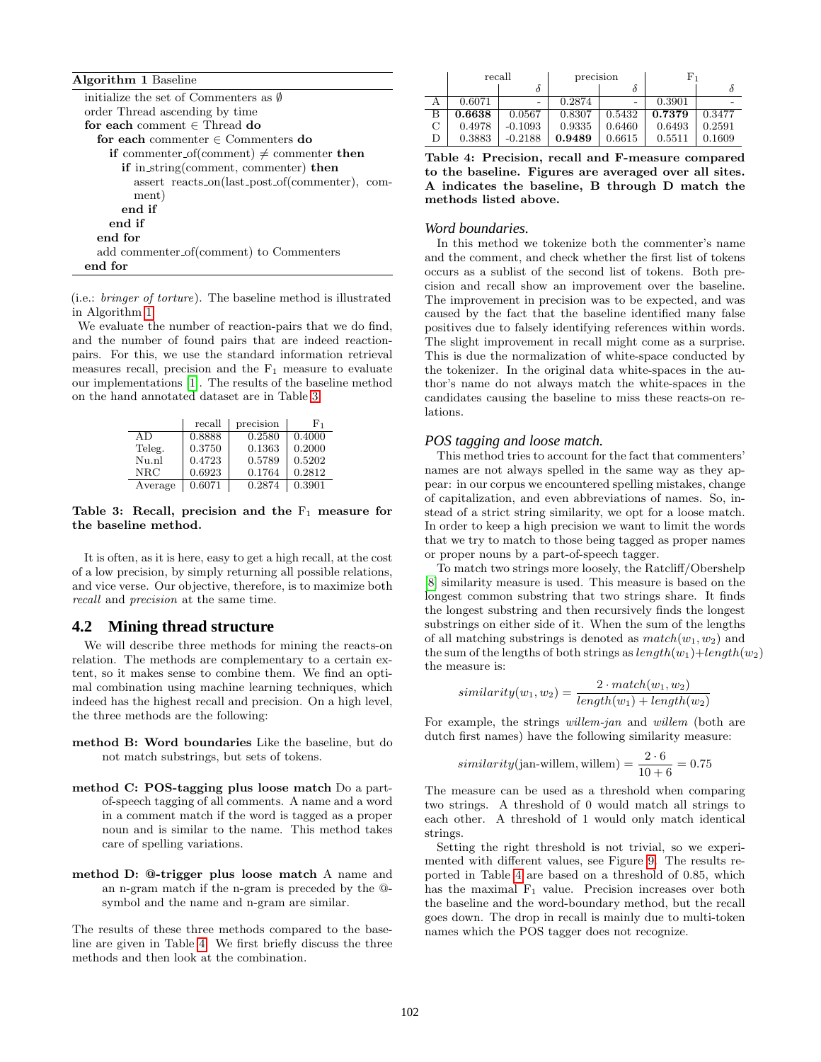**Algorithm 1** Baseline

```
initialize the set of Commenters as ∅
order Thread ascending by time
for each comment ∈ Thread do
  for each commenter ∈ Commenters do
    if commenter_of(comment) ≠ commenter then
      if in_string(comment, commenter) then
        assert reacts_on(last_post_of(commenter), comment)
      end if
    end if
  end for
  add commenter_of(comment) to Commenters
end for
```

(i.e.: *bringer of torture*). The baseline method is illustrated in Algorithm 1.

We evaluate the number of reaction-pairs that we do find, and the number of found pairs that are indeed reaction-pairs. For this, we use the standard information retrieval measures recall, precision and the $F_1$ measure to evaluate our implementations [1]. The results of the baseline method on the hand annotated dataset are in Table 3.

| | recall | precision | $F_1$ |
|---|---|---|---|
| AD | 0.8888 | 0.2580 | 0.4000 |
| Teleg. | 0.3750 | 0.1363 | 0.2000 |
| Nu.nl | 0.4723 | 0.5789 | 0.5202 |
| NRC | 0.6923 | 0.1764 | 0.2812 |
| Average | 0.6071 | 0.2874 | 0.3901 |

**Table 3: Recall, precision and the $F_1$ measure for the baseline method.**

It is often, as it is here, easy to get a high recall, at the cost of a low precision, by simply returning all possible relations, and vice verse. Our objective, therefore, is to maximize both *recall* and *precision* at the same time.

## 4.2 Mining thread structure

We will describe three methods for mining the reacts-on relation. The methods are complementary to a certain extent, so it makes sense to combine them. We find an optimal combination using machine learning techniques, which indeed has the highest recall and precision. On a high level, the three methods are the following:

**method B: Word boundaries** Like the baseline, but do not match substrings, but sets of tokens.

**method C: POS-tagging plus loose match** Do a part-of-speech tagging of all comments. A name and a word in a comment match if the word is tagged as a proper noun and is similar to the name. This method takes care of spelling variations.

**method D: @-trigger plus loose match** A name and an n-gram match if the n-gram is preceded by the @-symbol and the name and n-gram are similar.

The results of these three methods compared to the baseline are given in Table 4. We first briefly discuss the three methods and then look at the combination.

| | recall | | precision | | $F_1$ | |
|---|---|---|---|---|---|---|
| | | $\delta$ | | $\delta$ | | $\delta$ |
| A | 0.6071 | - | 0.2874 | - | 0.3901 | - |
| B | **0.6638** | 0.0567 | 0.8307 | 0.5432 | **0.7379** | 0.3477 |
| C | 0.4978 | -0.1093 | 0.9335 | 0.6460 | 0.6493 | 0.2591 |
| D | 0.3883 | -0.2188 | **0.9489** | 0.6615 | 0.5511 | 0.1609 |

**Table 4: Precision, recall and F-measure compared to the baseline. Figures are averaged over all sites. A indicates the baseline, B through D match the methods listed above.**

### *Word boundaries.*

In this method we tokenize both the commenter's name and the comment, and check whether the first list of tokens occurs as a sublist of the second list of tokens. Both precision and recall show an improvement over the baseline. The improvement in precision was to be expected, and was caused by the fact that the baseline identified many false positives due to falsely identifying references within words. The slight improvement in recall might come as a surprise. This is due the normalization of white-space conducted by the tokenizer. In the original data white-spaces in the author's name do not always match the white-spaces in the candidates causing the baseline to miss these reacts-on relations.

### *POS tagging and loose match.*

This method tries to account for the fact that commenters' names are not always spelled in the same way as they appear: in our corpus we encountered spelling mistakes, change of capitalization, and even abbreviations of names. So, instead of a strict string similarity, we opt for a loose match. In order to keep a high precision we want to limit the words that we try to match to those being tagged as proper names or proper nouns by a part-of-speech tagger.

To match two strings more loosely, the Ratcliff/Obershelp [8] similarity measure is used. This measure is based on the longest common substring that two strings share. It finds the longest substring and then recursively finds the longest substrings on either side of it. When the sum of the lengths of all matching substrings is denoted as $match(w_1, w_2)$ and the sum of the lengths of both strings as $length(w_1)+length(w_2)$ the measure is:

$$similarity(w_1, w_2) = \frac{2 \cdot match(w_1, w_2)}{length(w_1) + length(w_2)}$$

For example, the strings *willem-jan* and *willem* (both are dutch first names) have the following similarity measure:

$$similarity(\text{jan-willem}, \text{willem}) = \frac{2 \cdot 6}{10 + 6} = 0.75$$

The measure can be used as a threshold when comparing two strings. A threshold of 0 would match all strings to each other. A threshold of 1 would only match identical strings.

Setting the right threshold is not trivial, so we experimented with different values, see Figure 9. The results reported in Table 4 are based on a threshold of 0.85, which has the maximal $F_1$ value. Precision increases over both the baseline and the word-boundary method, but the recall goes down. The drop in recall is mainly due to multi-token names which the POS tagger does not recognize.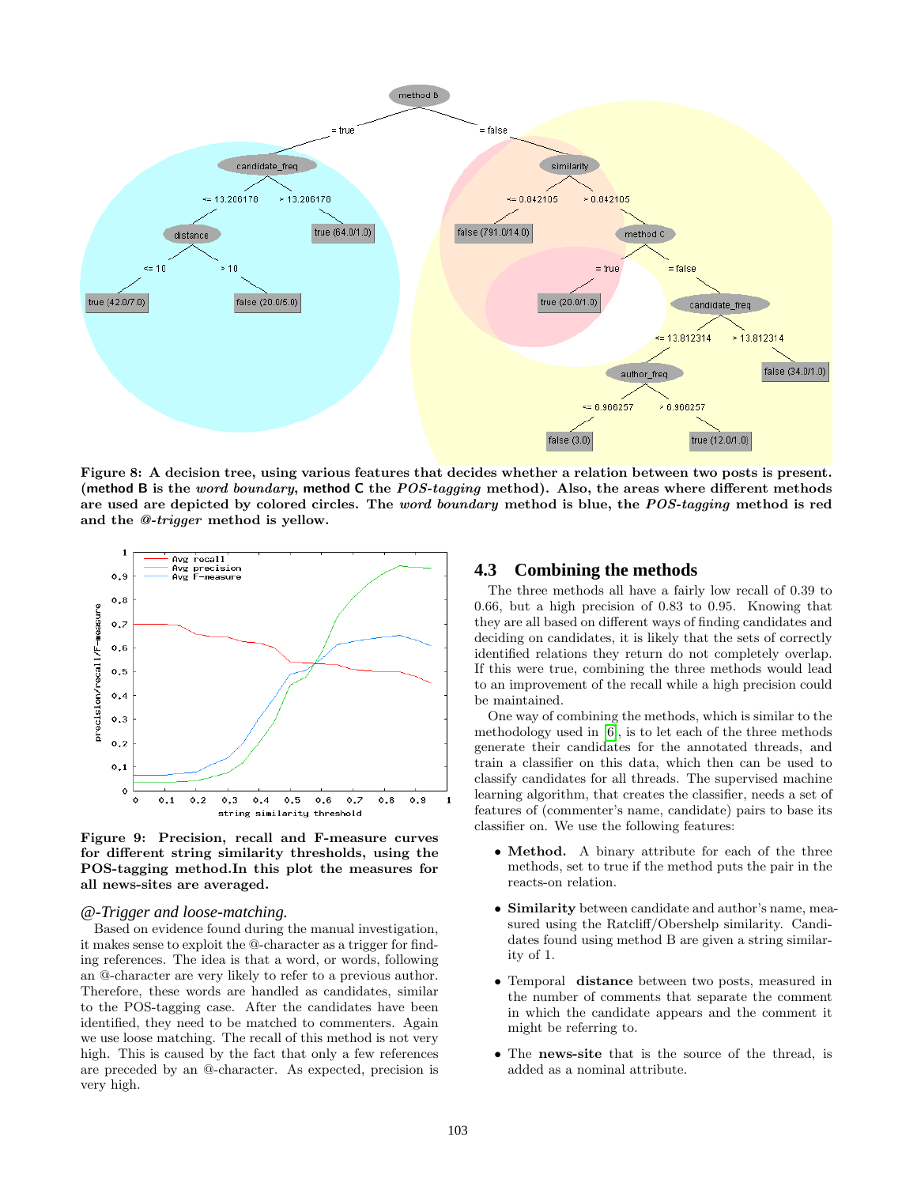Figure 8: A decision tree, using various features that decides whether a relation between two posts is present. (**method B** is the *word boundary*, **method C** the *POS-tagging* method). Also, the areas where different methods are used are depicted by colored circles. The *word boundary* method is blue, the *POS-tagging* method is red and the *@-trigger* method is yellow.

Figure 9: Precision, recall and F-measure curves for different string similarity thresholds, using the POS-tagging method.In this plot the measures for all news-sites are averaged.

### *@-Trigger and loose-matching.*

Based on evidence found during the manual investigation, it makes sense to exploit the @-character as a trigger for finding references. The idea is that a word, or words, following an @-character are very likely to refer to a previous author. Therefore, these words are handled as candidates, similar to the POS-tagging case. After the candidates have been identified, they need to be matched to commenters. Again we use loose matching. The recall of this method is not very high. This is caused by the fact that only a few references are preceded by an @-character. As expected, precision is very high.

## 4.3 Combining the methods

The three methods all have a fairly low recall of 0.39 to 0.66, but a high precision of 0.83 to 0.95. Knowing that they are all based on different ways of finding candidates and deciding on candidates, it is likely that the sets of correctly identified relations they return do not completely overlap. If this were true, combining the three methods would lead to an improvement of the recall while a high precision could be maintained.

One way of combining the methods, which is similar to the methodology used in [6], is to let each of the three methods generate their candidates for the annotated threads, and train a classifier on this data, which then can be used to classify candidates for all threads. The supervised machine learning algorithm, that creates the classifier, needs a set of features of (commenter's name, candidate) pairs to base its classifier on. We use the following features:

- **Method.** A binary attribute for each of the three methods, set to true if the method puts the pair in the reacts-on relation.
- **Similarity** between candidate and author's name, measured using the Ratcliff/Obershelp similarity. Candidates found using method B are given a string similarity of 1.
- Temporal **distance** between two posts, measured in the number of comments that separate the comment in which the candidate appears and the comment it might be referring to.
- The **news-site** that is the source of the thread, is added as a nominal attribute.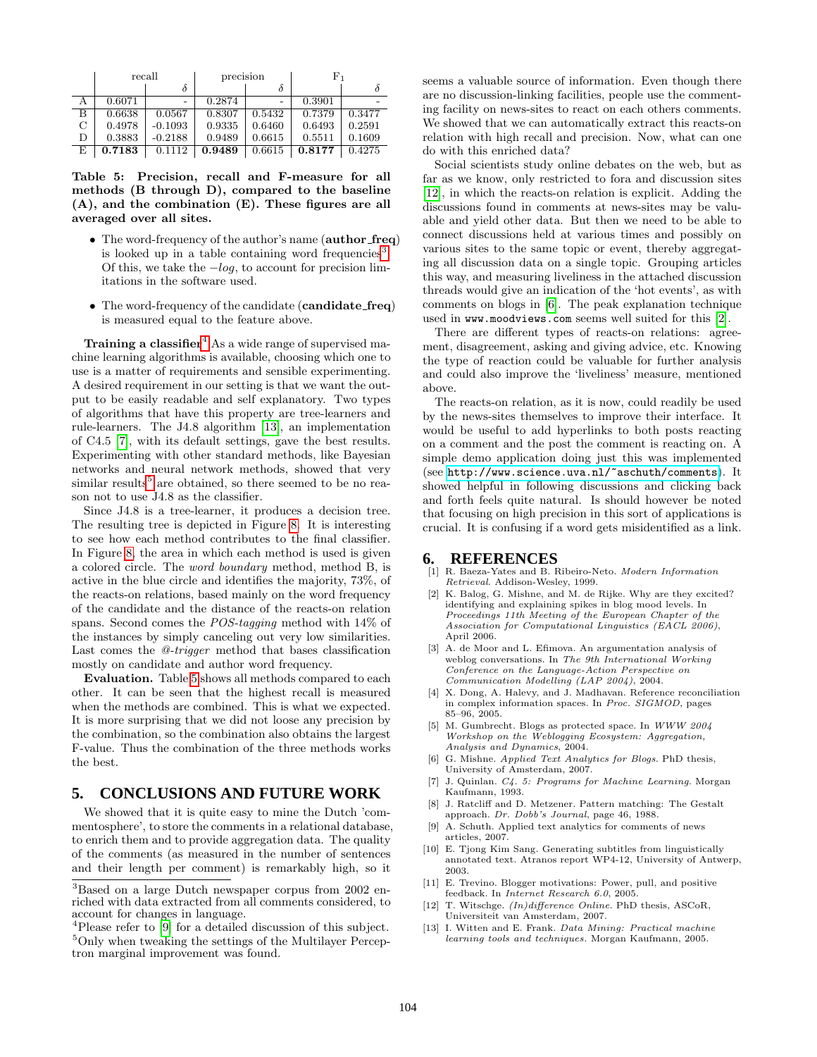| | recall | | precision | | $F_1$ | |
|---|---|---|---|---|---|---|
| | | $\delta$ | | $\delta$ | | $\delta$ |
| A | 0.6071 | - | 0.2874 | - | 0.3901 | - |
| B | 0.6638 | 0.0567 | 0.8307 | 0.5432 | 0.7379 | 0.3477 |
| C | 0.4978 | -0.1093 | 0.9335 | 0.6460 | 0.6493 | 0.2591 |
| D | 0.3883 | -0.2188 | 0.9489 | 0.6615 | 0.5511 | 0.1609 |
| E | **0.7183** | 0.1112 | **0.9489** | 0.6615 | **0.8177** | 0.4275 |

**Table 5: Precision, recall and F-measure for all methods (B through D), compared to the baseline (A), and the combination (E). These figures are all averaged over all sites.**

- The word-frequency of the author's name (**author_freq**) is looked up in a table containing word frequencies[3]. Of this, we take the $-log$, to account for precision limitations in the software used.
- The word-frequency of the candidate (**candidate_freq**) is measured equal to the feature above.

**Training a classifier**[4] As a wide range of supervised machine learning algorithms is available, choosing which one to use is a matter of requirements and sensible experimenting. A desired requirement in our setting is that we want the output to be easily readable and self explanatory. Two types of algorithms that have this property are tree-learners and rule-learners. The J4.8 algorithm [13], an implementation of C4.5 [7], with its default settings, gave the best results. Experimenting with other standard methods, like Bayesian networks and neural network methods, showed that very similar results[5] are obtained, so there seemed to be no reason not to use J4.8 as the classifier.

Since J4.8 is a tree-learner, it produces a decision tree. The resulting tree is depicted in Figure 8. It is interesting to see how each method contributes to the final classifier. In Figure 8, the area in which each method is used is given a colored circle. The *word boundary* method, method B, is active in the blue circle and identifies the majority, 73%, of the reacts-on relations, based mainly on the word frequency of the candidate and the distance of the reacts-on relation spans. Second comes the *POS-tagging* method with 14% of the instances by simply canceling out very low similarities. Last comes the *@-trigger* method that bases classification mostly on candidate and author word frequency.

**Evaluation.** Table 5 shows all methods compared to each other. It can be seen that the highest recall is measured when the methods are combined. This is what we expected. It is more surprising that we did not loose any precision by the combination, so the combination also obtains the largest F-value. Thus the combination of the three methods works the best.

## 5. CONCLUSIONS AND FUTURE WORK

We showed that it is quite easy to mine the Dutch 'commentosphere', to store the comments in a relational database, to enrich them and to provide aggregation data. The quality of the comments (as measured in the number of sentences and their length per comment) is remarkably high, so it seems a valuable source of information. Even though there are no discussion-linking facilities, people use the commenting facility on news-sites to react on each others comments. We showed that we can automatically extract this reacts-on relation with high recall and precision. Now, what can one do with this enriched data?

Social scientists study online debates on the web, but as far as we know, only restricted to fora and discussion sites [12], in which the reacts-on relation is explicit. Adding the discussions found in comments at news-sites may be valuable and yield other data. But then we need to be able to connect discussions held at various times and possibly on various sites to the same topic or event, thereby aggregating all discussion data on a single topic. Grouping articles this way, and measuring liveliness in the attached discussion threads would give an indication of the 'hot events', as with comments on blogs in [6]. The peak explanation technique used in www.moodviews.com seems well suited for this [2].

There are different types of reacts-on relations: agreement, disagreement, asking and giving advice, etc. Knowing the type of reaction could be valuable for further analysis and could also improve the 'liveliness' measure, mentioned above.

The reacts-on relation, as it is now, could readily be used by the news-sites themselves to improve their interface. It would be useful to add hyperlinks to both posts reacting on a comment and the post the comment is reacting on. A simple demo application doing just this was implemented (see http://www.science.uva.nl/~aschuth/comments). It showed helpful in following discussions and clicking back and forth feels quite natural. Is should however be noted that focusing on high precision in this sort of applications is crucial. It is confusing if a word gets misidentified as a link.

## 6. REFERENCES

[1] R. Baeza-Yates and B. Ribeiro-Neto. *Modern Information Retrieval*. Addison-Wesley, 1999.

[2] K. Balog, G. Mishne, and M. de Rijke. Why are they excited? identifying and explaining spikes in blog mood levels. In *Proceedings 11th Meeting of the European Chapter of the Association for Computational Linguistics (EACL 2006)*, April 2006.

[3] A. de Moor and L. Efimova. An argumentation analysis of weblog conversations. In *The 9th International Working Conference on the Language-Action Perspective on Communication Modelling (LAP 2004)*, 2004.

[4] X. Dong, A. Halevy, and J. Madhavan. Reference reconciliation in complex information spaces. In *Proc. SIGMOD*, pages 85–96, 2005.

[5] M. Gumbrecht. Blogs as protected space. In *WWW 2004 Workshop on the Weblogging Ecosystem: Aggregation, Analysis and Dynamics*, 2004.

[6] G. Mishne. *Applied Text Analytics for Blogs*. PhD thesis, University of Amsterdam, 2007.

[7] J. Quinlan. *C4. 5: Programs for Machine Learning*. Morgan Kaufmann, 1993.

[8] J. Ratcliff and D. Metzener. Pattern matching: The Gestalt approach. *Dr. Dobb's Journal*, page 46, 1988.

[9] A. Schuth. Applied text analytics for comments of news articles, 2007.

[10] E. Tjong Kim Sang. Generating subtitles from linguistically annotated text. Atranos report WP4-12, University of Antwerp, 2003.

[11] E. Trevino. Blogger motivations: Power, pull, and positive feedback. In *Internet Research 6.0*, 2005.

[12] T. Witschge. *(In)difference Online*. PhD thesis, ASCoR, Universiteit van Amsterdam, 2007.

[13] I. Witten and E. Frank. *Data Mining: Practical machine learning tools and techniques*. Morgan Kaufmann, 2005.

---

[3] Based on a large Dutch newspaper corpus from 2002 enriched with data extracted from all comments considered, to account for changes in language.

[4] Please refer to [9] for a detailed discussion of this subject.

[5] Only when tweaking the settings of the Multilayer Perceptron marginal improvement was found.